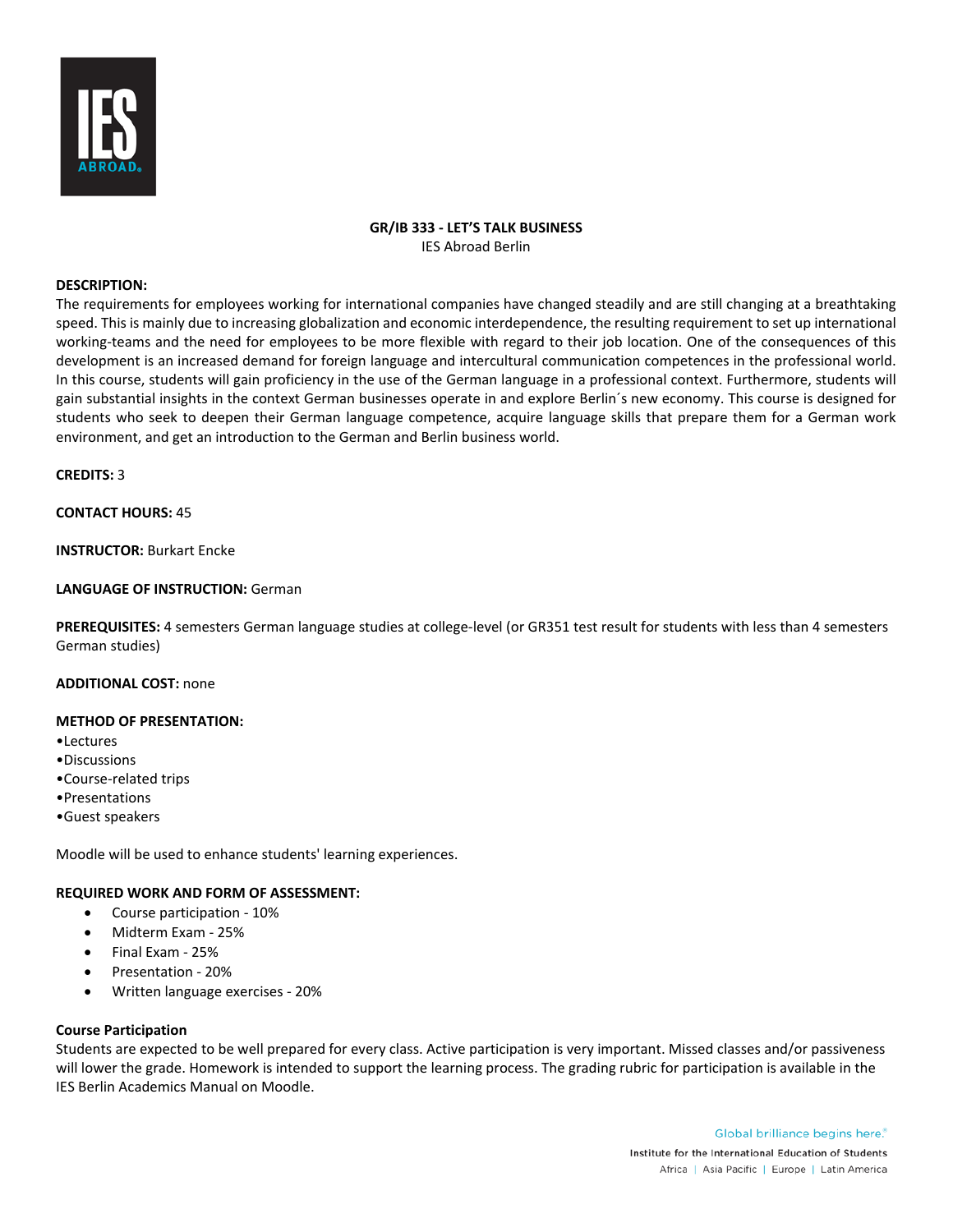# GR/IB 333 - LET'S TALK BUSINESS

IES Abroad Berlin

**DESCRIPTION:**
The requirements for employees working for international companies have changed steadily and are still changing at a breathtaking speed. This is mainly due to increasing globalization and economic interdependence, the resulting requirement to set up international working-teams and the need for employees to be more flexible with regard to their job location. One of the consequences of this development is an increased demand for foreign language and intercultural communication competences in the professional world. In this course, students will gain proficiency in the use of the German language in a professional context. Furthermore, students will gain substantial insights in the context German businesses operate in and explore Berlin´s new economy. This course is designed for students who seek to deepen their German language competence, acquire language skills that prepare them for a German work environment, and get an introduction to the German and Berlin business world.

**CREDITS:** 3

**CONTACT HOURS:** 45

**INSTRUCTOR:** Burkart Encke

**LANGUAGE OF INSTRUCTION:** German

**PREREQUISITES:** 4 semesters German language studies at college-level (or GR351 test result for students with less than 4 semesters German studies)

**ADDITIONAL COST:** none

**METHOD OF PRESENTATION:**
- Lectures
- Discussions
- Course-related trips
- Presentations
- Guest speakers

Moodle will be used to enhance students' learning experiences.

**REQUIRED WORK AND FORM OF ASSESSMENT:**
- Course participation - 10%
- Midterm Exam - 25%
- Final Exam - 25%
- Presentation - 20%
- Written language exercises - 20%

**Course Participation**
Students are expected to be well prepared for every class. Active participation is very important. Missed classes and/or passiveness will lower the grade. Homework is intended to support the learning process. The grading rubric for participation is available in the IES Berlin Academics Manual on Moodle.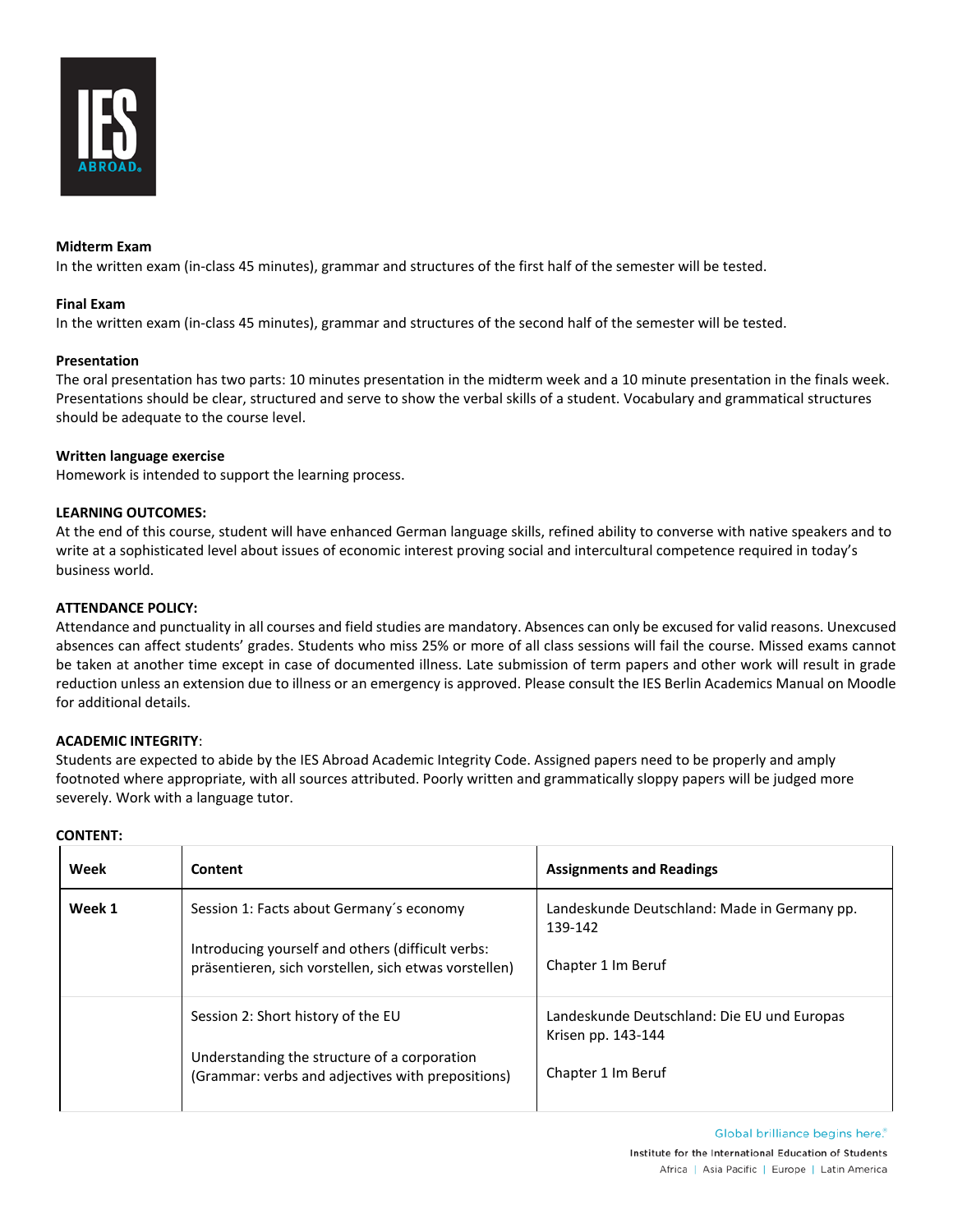**Midterm Exam**
In the written exam (in-class 45 minutes), grammar and structures of the first half of the semester will be tested.

**Final Exam**
In the written exam (in-class 45 minutes), grammar and structures of the second half of the semester will be tested.

**Presentation**
The oral presentation has two parts: 10 minutes presentation in the midterm week and a 10 minute presentation in the finals week. Presentations should be clear, structured and serve to show the verbal skills of a student. Vocabulary and grammatical structures should be adequate to the course level.

**Written language exercise**
Homework is intended to support the learning process.

**LEARNING OUTCOMES:**
At the end of this course, student will have enhanced German language skills, refined ability to converse with native speakers and to write at a sophisticated level about issues of economic interest proving social and intercultural competence required in today's business world.

**ATTENDANCE POLICY:**
Attendance and punctuality in all courses and field studies are mandatory. Absences can only be excused for valid reasons. Unexcused absences can affect students' grades. Students who miss 25% or more of all class sessions will fail the course. Missed exams cannot be taken at another time except in case of documented illness. Late submission of term papers and other work will result in grade reduction unless an extension due to illness or an emergency is approved. Please consult the IES Berlin Academics Manual on Moodle for additional details.

**ACADEMIC INTEGRITY**:
Students are expected to abide by the IES Abroad Academic Integrity Code. Assigned papers need to be properly and amply footnoted where appropriate, with all sources attributed. Poorly written and grammatically sloppy papers will be judged more severely. Work with a language tutor.

**CONTENT:**

| Week | Content | Assignments and Readings |
|---|---|---|
| **Week 1** | Session 1: Facts about Germany´s economy<br><br>Introducing yourself and others (difficult verbs: präsentieren, sich vorstellen, sich etwas vorstellen) | Landeskunde Deutschland: Made in Germany pp. 139-142<br><br>Chapter 1 Im Beruf |
| | Session 2: Short history of the EU<br><br>Understanding the structure of a corporation (Grammar: verbs and adjectives with prepositions) | Landeskunde Deutschland: Die EU und Europas Krisen pp. 143-144<br><br>Chapter 1 Im Beruf |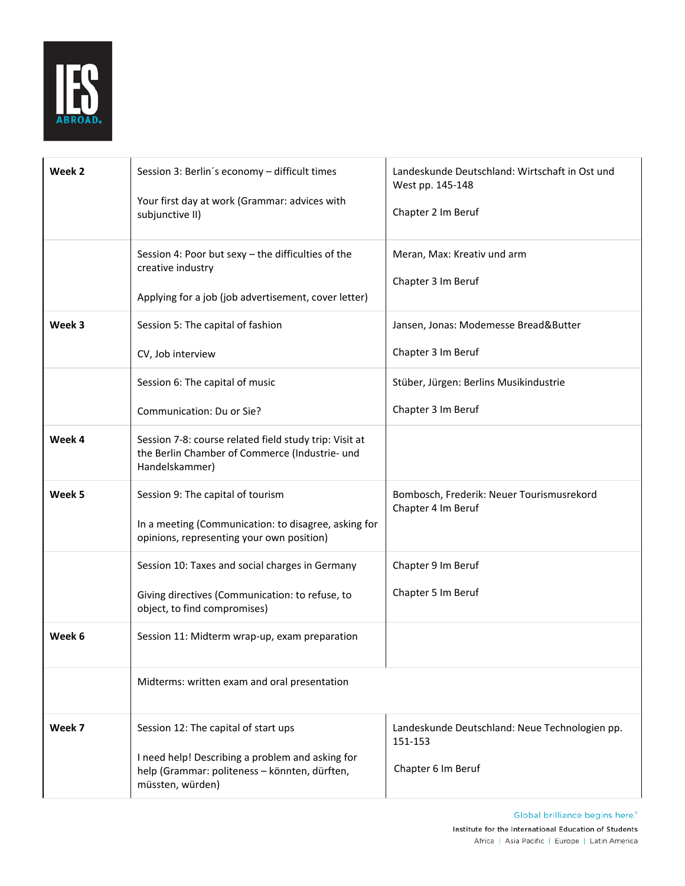| | | |
|---|---|---|
| **Week 2** | Session 3: Berlin´s economy – difficult times<br><br>Your first day at work (Grammar: advices with subjunctive II) | Landeskunde Deutschland: Wirtschaft in Ost und West pp. 145-148<br><br>Chapter 2 Im Beruf |
| | Session 4: Poor but sexy – the difficulties of the creative industry<br><br>Applying for a job (job advertisement, cover letter) | Meran, Max: Kreativ und arm<br><br>Chapter 3 Im Beruf |
| **Week 3** | Session 5: The capital of fashion<br><br>CV, Job interview | Jansen, Jonas: Modemesse Bread&Butter<br><br>Chapter 3 Im Beruf |
| | Session 6: The capital of music<br><br>Communication: Du or Sie? | Stüber, Jürgen: Berlins Musikindustrie<br><br>Chapter 3 Im Beruf |
| **Week 4** | Session 7-8: course related field study trip: Visit at the Berlin Chamber of Commerce (Industrie- und Handelskammer) | |
| **Week 5** | Session 9: The capital of tourism<br><br>In a meeting (Communication: to disagree, asking for opinions, representing your own position) | Bombosch, Frederik: Neuer Tourismusrekord<br>Chapter 4 Im Beruf |
| | Session 10: Taxes and social charges in Germany<br><br>Giving directives (Communication: to refuse, to object, to find compromises) | Chapter 9 Im Beruf<br><br>Chapter 5 Im Beruf |
| **Week 6** | Session 11: Midterm wrap-up, exam preparation | |
| | Midterms: written exam and oral presentation | |
| **Week 7** | Session 12: The capital of start ups<br><br>I need help! Describing a problem and asking for help (Grammar: politeness – könnten, dürften, müssten, würden) | Landeskunde Deutschland: Neue Technologien pp. 151-153<br><br>Chapter 6 Im Beruf |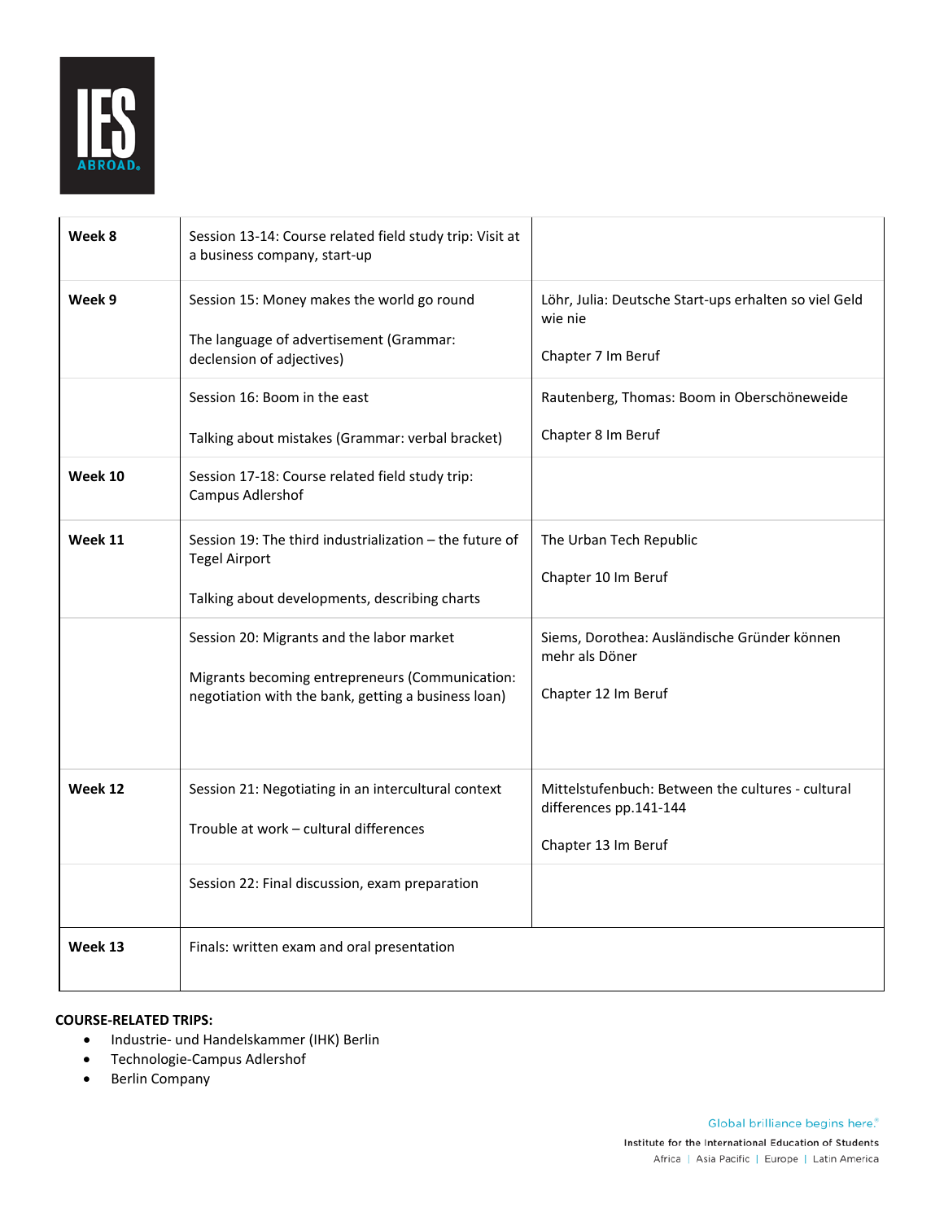| Week 8 | Session 13-14: Course related field study trip: Visit at a business company, start-up | |
|---|---|---|
| Week 9 | Session 15: Money makes the world go round<br><br>The language of advertisement (Grammar: declension of adjectives) | Löhr, Julia: Deutsche Start-ups erhalten so viel Geld wie nie<br><br>Chapter 7 Im Beruf |
| | Session 16: Boom in the east<br><br>Talking about mistakes (Grammar: verbal bracket) | Rautenberg, Thomas: Boom in Oberschöneweide<br><br>Chapter 8 Im Beruf |
| Week 10 | Session 17-18: Course related field study trip: Campus Adlershof | |
| Week 11 | Session 19: The third industrialization – the future of Tegel Airport<br><br>Talking about developments, describing charts | The Urban Tech Republic<br><br>Chapter 10 Im Beruf |
| | Session 20: Migrants and the labor market<br><br>Migrants becoming entrepreneurs (Communication: negotiation with the bank, getting a business loan) | Siems, Dorothea: Ausländische Gründer können mehr als Döner<br><br>Chapter 12 Im Beruf |
| Week 12 | Session 21: Negotiating in an intercultural context<br><br>Trouble at work – cultural differences | Mittelstufenbuch: Between the cultures - cultural differences pp.141-144<br><br>Chapter 13 Im Beruf |
| | Session 22: Final discussion, exam preparation | |
| Week 13 | Finals: written exam and oral presentation | |

**COURSE-RELATED TRIPS:**

- Industrie- und Handelskammer (IHK) Berlin
- Technologie-Campus Adlershof
- Berlin Company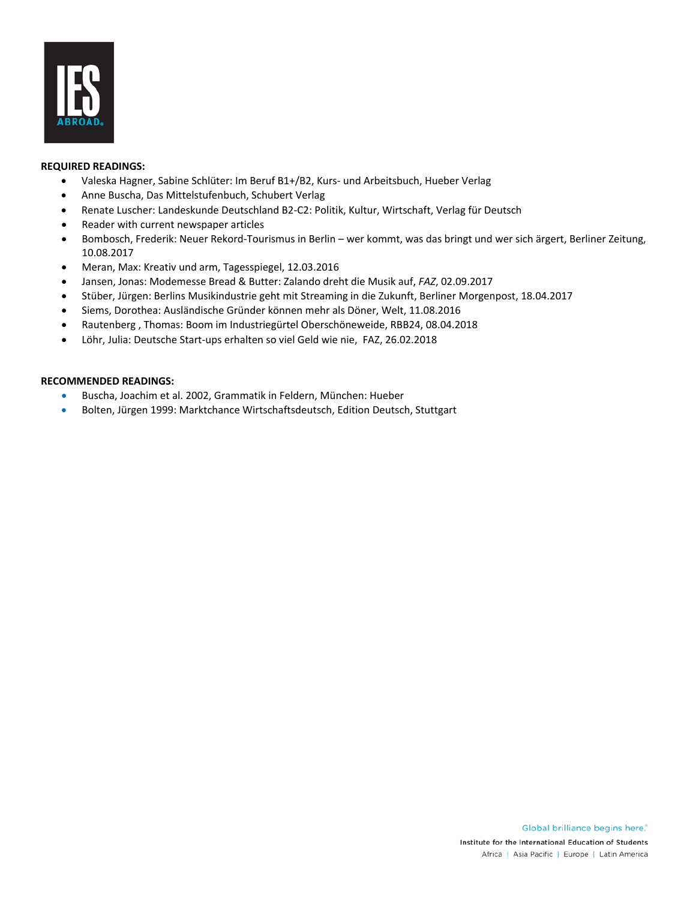**REQUIRED READINGS:**

- Valeska Hagner, Sabine Schlüter: Im Beruf B1+/B2, Kurs- und Arbeitsbuch, Hueber Verlag
- Anne Buscha, Das Mittelstufenbuch, Schubert Verlag
- Renate Luscher: Landeskunde Deutschland B2-C2: Politik, Kultur, Wirtschaft, Verlag für Deutsch
- Reader with current newspaper articles
- Bombosch, Frederik: Neuer Rekord-Tourismus in Berlin – wer kommt, was das bringt und wer sich ärgert, Berliner Zeitung, 10.08.2017
- Meran, Max: Kreativ und arm, Tagesspiegel, 12.03.2016
- Jansen, Jonas: Modemesse Bread & Butter: Zalando dreht die Musik auf, *FAZ*, 02.09.2017
- Stüber, Jürgen: Berlins Musikindustrie geht mit Streaming in die Zukunft, Berliner Morgenpost, 18.04.2017
- Siems, Dorothea: Ausländische Gründer können mehr als Döner, Welt, 11.08.2016
- Rautenberg , Thomas: Boom im Industriegürtel Oberschöneweide, RBB24, 08.04.2018
- Löhr, Julia: Deutsche Start-ups erhalten so viel Geld wie nie,  FAZ, 26.02.2018

**RECOMMENDED READINGS:**

- Buscha, Joachim et al. 2002, Grammatik in Feldern, München: Hueber
- Bolten, Jürgen 1999: Marktchance Wirtschaftsdeutsch, Edition Deutsch, Stuttgart